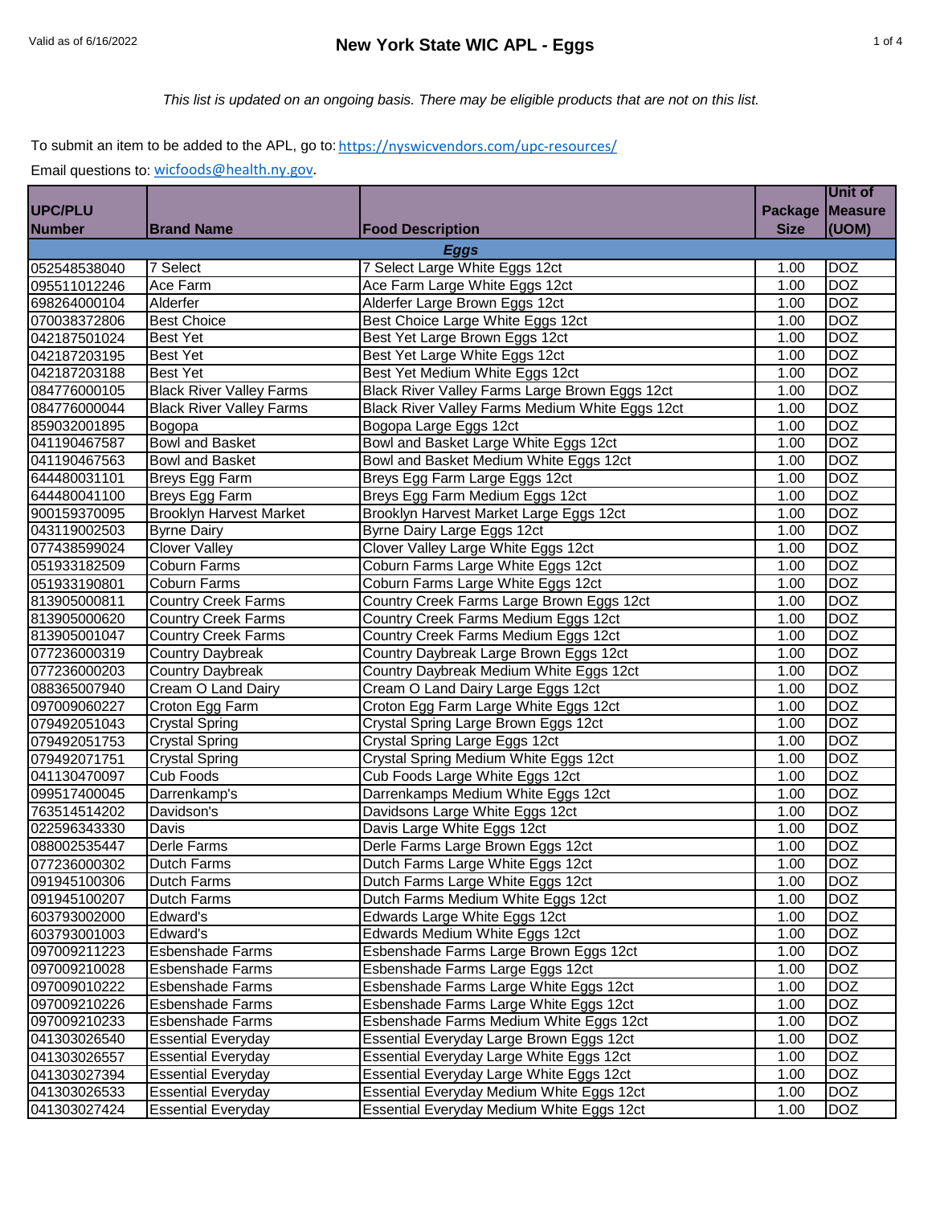# New York State WIC APL - Eggs

Valid as of 6/16/2022

*This list is updated on an ongoing basis. There may be eligible products that are not on this list.*

To submit an item to be added to the APL, go to: https://nyswicvendors.com/upc-resources/

Email questions to: wicfoods@health.ny.gov.

| UPC/PLU Number | Brand Name | Food Description | Package Size | Unit of Measure (UOM) |
|---|---|---|---|---|
| | | ***Eggs*** | | |
| 052548538040 | 7 Select | 7 Select Large White Eggs 12ct | 1.00 | DOZ |
| 095511012246 | Ace Farm | Ace Farm Large White Eggs 12ct | 1.00 | DOZ |
| 698264000104 | Alderfer | Alderfer Large Brown Eggs 12ct | 1.00 | DOZ |
| 070038372806 | Best Choice | Best Choice Large White Eggs 12ct | 1.00 | DOZ |
| 042187501024 | Best Yet | Best Yet Large Brown Eggs 12ct | 1.00 | DOZ |
| 042187203195 | Best Yet | Best Yet Large White Eggs 12ct | 1.00 | DOZ |
| 042187203188 | Best Yet | Best Yet Medium White Eggs 12ct | 1.00 | DOZ |
| 084776000105 | Black River Valley Farms | Black River Valley Farms Large Brown Eggs 12ct | 1.00 | DOZ |
| 084776000044 | Black River Valley Farms | Black River Valley Farms Medium White Eggs 12ct | 1.00 | DOZ |
| 859032001895 | Bogopa | Bogopa Large Eggs 12ct | 1.00 | DOZ |
| 041190467587 | Bowl and Basket | Bowl and Basket Large White Eggs 12ct | 1.00 | DOZ |
| 041190467563 | Bowl and Basket | Bowl and Basket Medium White Eggs 12ct | 1.00 | DOZ |
| 644480031101 | Breys Egg Farm | Breys Egg Farm Large Eggs 12ct | 1.00 | DOZ |
| 644480041100 | Breys Egg Farm | Breys Egg Farm Medium Eggs 12ct | 1.00 | DOZ |
| 900159370095 | Brooklyn Harvest Market | Brooklyn Harvest Market Large Eggs 12ct | 1.00 | DOZ |
| 043119002503 | Byrne Dairy | Byrne Dairy Large Eggs 12ct | 1.00 | DOZ |
| 077438599024 | Clover Valley | Clover Valley Large White Eggs 12ct | 1.00 | DOZ |
| 051933182509 | Coburn Farms | Coburn Farms Large White Eggs 12ct | 1.00 | DOZ |
| 051933190801 | Coburn Farms | Coburn Farms Large White Eggs 12ct | 1.00 | DOZ |
| 813905000811 | Country Creek Farms | Country Creek Farms Large Brown Eggs 12ct | 1.00 | DOZ |
| 813905000620 | Country Creek Farms | Country Creek Farms Medium Eggs 12ct | 1.00 | DOZ |
| 813905001047 | Country Creek Farms | Country Creek Farms Medium Eggs 12ct | 1.00 | DOZ |
| 077236000319 | Country Daybreak | Country Daybreak Large Brown Eggs 12ct | 1.00 | DOZ |
| 077236000203 | Country Daybreak | Country Daybreak Medium White Eggs 12ct | 1.00 | DOZ |
| 088365007940 | Cream O Land Dairy | Cream O Land Dairy Large Eggs 12ct | 1.00 | DOZ |
| 097009060227 | Croton Egg Farm | Croton Egg Farm Large White Eggs 12ct | 1.00 | DOZ |
| 079492051043 | Crystal Spring | Crystal Spring Large Brown Eggs 12ct | 1.00 | DOZ |
| 079492051753 | Crystal Spring | Crystal Spring Large Eggs 12ct | 1.00 | DOZ |
| 079492071751 | Crystal Spring | Crystal Spring Medium White Eggs 12ct | 1.00 | DOZ |
| 041130470097 | Cub Foods | Cub Foods Large White Eggs 12ct | 1.00 | DOZ |
| 099517400045 | Darrenkamp's | Darrenkamps Medium White Eggs 12ct | 1.00 | DOZ |
| 763514514202 | Davidson's | Davidsons Large White Eggs 12ct | 1.00 | DOZ |
| 022596343330 | Davis | Davis Large White Eggs 12ct | 1.00 | DOZ |
| 088002535447 | Derle Farms | Derle Farms Large Brown Eggs 12ct | 1.00 | DOZ |
| 077236000302 | Dutch Farms | Dutch Farms Large White Eggs 12ct | 1.00 | DOZ |
| 091945100306 | Dutch Farms | Dutch Farms Large White Eggs 12ct | 1.00 | DOZ |
| 091945100207 | Dutch Farms | Dutch Farms Medium White Eggs 12ct | 1.00 | DOZ |
| 603793002000 | Edward's | Edwards Large White Eggs 12ct | 1.00 | DOZ |
| 603793001003 | Edward's | Edwards Medium White Eggs 12ct | 1.00 | DOZ |
| 097009211223 | Esbenshade Farms | Esbenshade Farms Large Brown Eggs 12ct | 1.00 | DOZ |
| 097009210028 | Esbenshade Farms | Esbenshade Farms Large Eggs 12ct | 1.00 | DOZ |
| 097009010222 | Esbenshade Farms | Esbenshade Farms Large White Eggs 12ct | 1.00 | DOZ |
| 097009210226 | Esbenshade Farms | Esbenshade Farms Large White Eggs 12ct | 1.00 | DOZ |
| 097009210233 | Esbenshade Farms | Esbenshade Farms Medium White Eggs 12ct | 1.00 | DOZ |
| 041303026540 | Essential Everyday | Essential Everyday Large Brown Eggs 12ct | 1.00 | DOZ |
| 041303026557 | Essential Everyday | Essential Everyday Large White Eggs 12ct | 1.00 | DOZ |
| 041303027394 | Essential Everyday | Essential Everyday Large White Eggs 12ct | 1.00 | DOZ |
| 041303026533 | Essential Everyday | Essential Everyday Medium White Eggs 12ct | 1.00 | DOZ |
| 041303027424 | Essential Everyday | Essential Everyday Medium White Eggs 12ct | 1.00 | DOZ |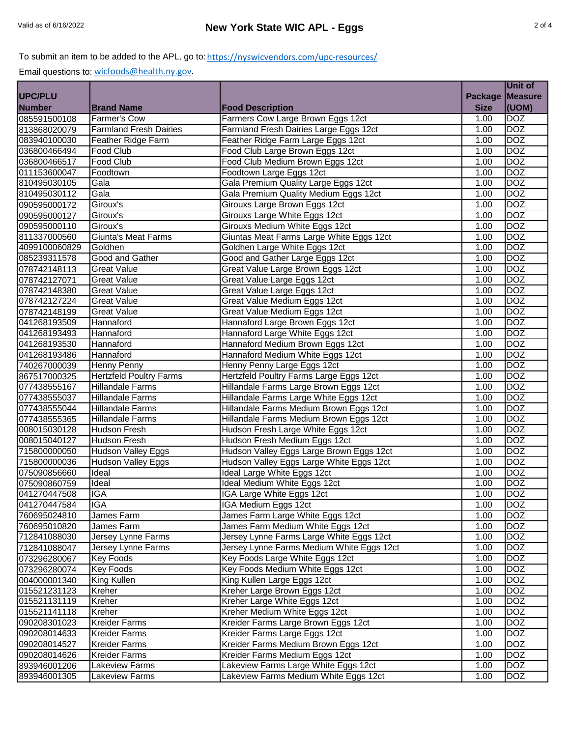To submit an item to be added to the APL, go to: https://nyswicvendors.com/upc-resources/

Email questions to: wicfoods@health.ny.gov.

| UPC/PLU Number | Brand Name | Food Description | Package Size | Unit of Measure (UOM) |
|---|---|---|---|---|
| 085591500108 | Farmer's Cow | Farmers Cow Large Brown Eggs 12ct | 1.00 | DOZ |
| 813868020079 | Farmland Fresh Dairies | Farmland Fresh Dairies Large Eggs 12ct | 1.00 | DOZ |
| 083940100030 | Feather Ridge Farm | Feather Ridge Farm Large Eggs 12ct | 1.00 | DOZ |
| 036800466494 | Food Club | Food Club Large Brown Eggs 12ct | 1.00 | DOZ |
| 036800466517 | Food Club | Food Club Medium Brown Eggs 12ct | 1.00 | DOZ |
| 011153600047 | Foodtown | Foodtown Large Eggs 12ct | 1.00 | DOZ |
| 810495030105 | Gala | Gala Premium Quality Large Eggs 12ct | 1.00 | DOZ |
| 810495030112 | Gala | Gala Premium Quality Medium Eggs 12ct | 1.00 | DOZ |
| 090595000172 | Giroux's | Girouxs Large Brown Eggs 12ct | 1.00 | DOZ |
| 090595000127 | Giroux's | Girouxs Large White Eggs 12ct | 1.00 | DOZ |
| 090595000110 | Giroux's | Girouxs Medium White Eggs 12ct | 1.00 | DOZ |
| 811337000560 | Giunta's Meat Farms | Giuntas Meat Farms Large White Eggs 12ct | 1.00 | DOZ |
| 4099100060829 | Goldhen | Goldhen Large White Eggs 12ct | 1.00 | DOZ |
| 085239311578 | Good and Gather | Good and Gather Large Eggs 12ct | 1.00 | DOZ |
| 078742148113 | Great Value | Great Value Large Brown Eggs 12ct | 1.00 | DOZ |
| 078742127071 | Great Value | Great Value Large Eggs 12ct | 1.00 | DOZ |
| 078742148380 | Great Value | Great Value Large Eggs 12ct | 1.00 | DOZ |
| 078742127224 | Great Value | Great Value Medium Eggs 12ct | 1.00 | DOZ |
| 078742148199 | Great Value | Great Value Medium Eggs 12ct | 1.00 | DOZ |
| 041268193509 | Hannaford | Hannaford Large Brown Eggs 12ct | 1.00 | DOZ |
| 041268193493 | Hannaford | Hannaford Large White Eggs 12ct | 1.00 | DOZ |
| 041268193530 | Hannaford | Hannaford Medium Brown Eggs 12ct | 1.00 | DOZ |
| 041268193486 | Hannaford | Hannaford Medium White Eggs 12ct | 1.00 | DOZ |
| 740267000039 | Henny Penny | Henny Penny Large Eggs 12ct | 1.00 | DOZ |
| 867517000325 | Hertzfeld Poultry Farms | Hertzfeld Poultry Farms Large Eggs 12ct | 1.00 | DOZ |
| 077438555167 | Hillandale Farms | Hillandale Farms Large Brown Eggs 12ct | 1.00 | DOZ |
| 077438555037 | Hillandale Farms | Hillandale Farms Large White Eggs 12ct | 1.00 | DOZ |
| 077438555044 | Hillandale Farms | Hillandale Farms Medium Brown Eggs 12ct | 1.00 | DOZ |
| 077438555365 | Hillandale Farms | Hillandale Farms Medium Brown Eggs 12ct | 1.00 | DOZ |
| 008015030128 | Hudson Fresh | Hudson Fresh Large White Eggs 12ct | 1.00 | DOZ |
| 008015040127 | Hudson Fresh | Hudson Fresh Medium Eggs 12ct | 1.00 | DOZ |
| 715800000050 | Hudson Valley Eggs | Hudson Valley Eggs Large Brown Eggs 12ct | 1.00 | DOZ |
| 715800000036 | Hudson Valley Eggs | Hudson Valley Eggs Large White Eggs 12ct | 1.00 | DOZ |
| 075090856660 | Ideal | Ideal Large White Eggs 12ct | 1.00 | DOZ |
| 075090860759 | Ideal | Ideal Medium White Eggs 12ct | 1.00 | DOZ |
| 041270447508 | IGA | IGA Large White Eggs 12ct | 1.00 | DOZ |
| 041270447584 | IGA | IGA Medium Eggs 12ct | 1.00 | DOZ |
| 760695024810 | James Farm | James Farm Large White Eggs 12ct | 1.00 | DOZ |
| 760695010820 | James Farm | James Farm Medium White Eggs 12ct | 1.00 | DOZ |
| 712841088030 | Jersey Lynne Farms | Jersey Lynne Farms Large White Eggs 12ct | 1.00 | DOZ |
| 712841088047 | Jersey Lynne Farms | Jersey Lynne Farms Medium White Eggs 12ct | 1.00 | DOZ |
| 073296280067 | Key Foods | Key Foods Large White Eggs 12ct | 1.00 | DOZ |
| 073296280074 | Key Foods | Key Foods Medium White Eggs 12ct | 1.00 | DOZ |
| 004000001340 | King Kullen | King Kullen Large Eggs 12ct | 1.00 | DOZ |
| 015521231123 | Kreher | Kreher Large Brown Eggs 12ct | 1.00 | DOZ |
| 015521131119 | Kreher | Kreher Large White Eggs 12ct | 1.00 | DOZ |
| 015521141118 | Kreher | Kreher Medium White Eggs 12ct | 1.00 | DOZ |
| 090208301023 | Kreider Farms | Kreider Farms Large Brown Eggs 12ct | 1.00 | DOZ |
| 090208014633 | Kreider Farms | Kreider Farms Large Eggs 12ct | 1.00 | DOZ |
| 090208014527 | Kreider Farms | Kreider Farms Medium Brown Eggs 12ct | 1.00 | DOZ |
| 090208014626 | Kreider Farms | Kreider Farms Medium Eggs 12ct | 1.00 | DOZ |
| 893946001206 | Lakeview Farms | Lakeview Farms Large White Eggs 12ct | 1.00 | DOZ |
| 893946001305 | Lakeview Farms | Lakeview Farms Medium White Eggs 12ct | 1.00 | DOZ |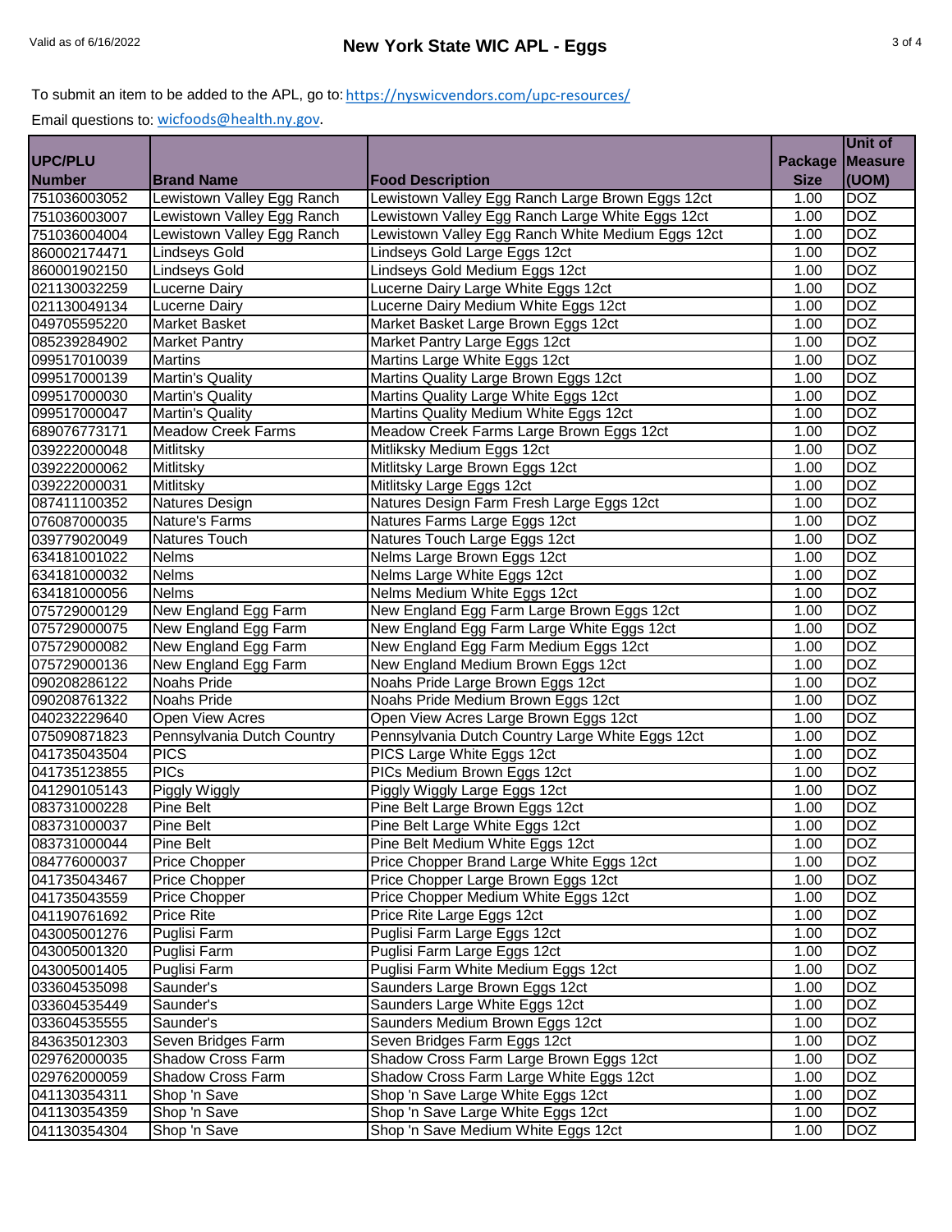To submit an item to be added to the APL, go to: https://nyswicvendors.com/upc-resources/

Email questions to: wicfoods@health.ny.gov.

| UPC/PLU Number | Brand Name | Food Description | Package Size | Unit of Measure (UOM) |
|---|---|---|---|---|
| 751036003052 | Lewistown Valley Egg Ranch | Lewistown Valley Egg Ranch Large Brown Eggs 12ct | 1.00 | DOZ |
| 751036003007 | Lewistown Valley Egg Ranch | Lewistown Valley Egg Ranch Large White Eggs 12ct | 1.00 | DOZ |
| 751036004004 | Lewistown Valley Egg Ranch | Lewistown Valley Egg Ranch White Medium Eggs 12ct | 1.00 | DOZ |
| 860002174471 | Lindseys Gold | Lindseys Gold Large Eggs 12ct | 1.00 | DOZ |
| 860001902150 | Lindseys Gold | Lindseys Gold Medium Eggs 12ct | 1.00 | DOZ |
| 021130032259 | Lucerne Dairy | Lucerne Dairy Large White Eggs 12ct | 1.00 | DOZ |
| 021130049134 | Lucerne Dairy | Lucerne Dairy Medium White Eggs 12ct | 1.00 | DOZ |
| 049705595220 | Market Basket | Market Basket Large Brown Eggs 12ct | 1.00 | DOZ |
| 085239284902 | Market Pantry | Market Pantry Large Eggs 12ct | 1.00 | DOZ |
| 099517010039 | Martins | Martins Large White Eggs 12ct | 1.00 | DOZ |
| 099517000139 | Martin's Quality | Martins Quality Large Brown Eggs 12ct | 1.00 | DOZ |
| 099517000030 | Martin's Quality | Martins Quality Large White Eggs 12ct | 1.00 | DOZ |
| 099517000047 | Martin's Quality | Martins Quality Medium White Eggs 12ct | 1.00 | DOZ |
| 689076773171 | Meadow Creek Farms | Meadow Creek Farms Large Brown Eggs 12ct | 1.00 | DOZ |
| 039222000048 | Mitlitsky | Mitliksky Medium Eggs 12ct | 1.00 | DOZ |
| 039222000062 | Mitlitsky | Mitlitsky Large Brown Eggs 12ct | 1.00 | DOZ |
| 039222000031 | Mitlitsky | Mitlitsky Large Eggs 12ct | 1.00 | DOZ |
| 087411100352 | Natures Design | Natures Design Farm Fresh Large Eggs 12ct | 1.00 | DOZ |
| 076087000035 | Nature's Farms | Natures Farms Large Eggs 12ct | 1.00 | DOZ |
| 039779020049 | Natures Touch | Natures Touch Large Eggs 12ct | 1.00 | DOZ |
| 634181001022 | Nelms | Nelms Large Brown Eggs 12ct | 1.00 | DOZ |
| 634181000032 | Nelms | Nelms Large White Eggs 12ct | 1.00 | DOZ |
| 634181000056 | Nelms | Nelms Medium White Eggs 12ct | 1.00 | DOZ |
| 075729000129 | New England Egg Farm | New England Egg Farm Large Brown Eggs 12ct | 1.00 | DOZ |
| 075729000075 | New England Egg Farm | New England Egg Farm Large White Eggs 12ct | 1.00 | DOZ |
| 075729000082 | New England Egg Farm | New England Egg Farm Medium Eggs 12ct | 1.00 | DOZ |
| 075729000136 | New England Egg Farm | New England Medium Brown Eggs 12ct | 1.00 | DOZ |
| 090208286122 | Noahs Pride | Noahs Pride Large Brown Eggs 12ct | 1.00 | DOZ |
| 090208761322 | Noahs Pride | Noahs Pride Medium Brown Eggs 12ct | 1.00 | DOZ |
| 040232229640 | Open View Acres | Open View Acres Large Brown Eggs 12ct | 1.00 | DOZ |
| 075090871823 | Pennsylvania Dutch Country | Pennsylvania Dutch Country Large White Eggs 12ct | 1.00 | DOZ |
| 041735043504 | PICS | PICS Large White Eggs 12ct | 1.00 | DOZ |
| 041735123855 | PICs | PICs Medium Brown Eggs 12ct | 1.00 | DOZ |
| 041290105143 | Piggly Wiggly | Piggly Wiggly Large Eggs 12ct | 1.00 | DOZ |
| 083731000228 | Pine Belt | Pine Belt Large Brown Eggs 12ct | 1.00 | DOZ |
| 083731000037 | Pine Belt | Pine Belt Large White Eggs 12ct | 1.00 | DOZ |
| 083731000044 | Pine Belt | Pine Belt Medium White Eggs 12ct | 1.00 | DOZ |
| 084776000037 | Price Chopper | Price Chopper Brand Large White Eggs 12ct | 1.00 | DOZ |
| 041735043467 | Price Chopper | Price Chopper Large Brown Eggs 12ct | 1.00 | DOZ |
| 041735043559 | Price Chopper | Price Chopper Medium White Eggs 12ct | 1.00 | DOZ |
| 041190761692 | Price Rite | Price Rite Large Eggs 12ct | 1.00 | DOZ |
| 043005001276 | Puglisi Farm | Puglisi Farm Large Eggs 12ct | 1.00 | DOZ |
| 043005001320 | Puglisi Farm | Puglisi Farm Large Eggs 12ct | 1.00 | DOZ |
| 043005001405 | Puglisi Farm | Puglisi Farm White Medium Eggs 12ct | 1.00 | DOZ |
| 033604535098 | Saunder's | Saunders Large Brown Eggs 12ct | 1.00 | DOZ |
| 033604535449 | Saunder's | Saunders Large White Eggs 12ct | 1.00 | DOZ |
| 033604535555 | Saunder's | Saunders Medium Brown Eggs 12ct | 1.00 | DOZ |
| 843635012303 | Seven Bridges Farm | Seven Bridges Farm Eggs 12ct | 1.00 | DOZ |
| 029762000035 | Shadow Cross Farm | Shadow Cross Farm Large Brown Eggs 12ct | 1.00 | DOZ |
| 029762000059 | Shadow Cross Farm | Shadow Cross Farm Large White Eggs 12ct | 1.00 | DOZ |
| 041130354311 | Shop 'n Save | Shop 'n Save Large White Eggs 12ct | 1.00 | DOZ |
| 041130354359 | Shop 'n Save | Shop 'n Save Large White Eggs 12ct | 1.00 | DOZ |
| 041130354304 | Shop 'n Save | Shop 'n Save Medium White Eggs 12ct | 1.00 | DOZ |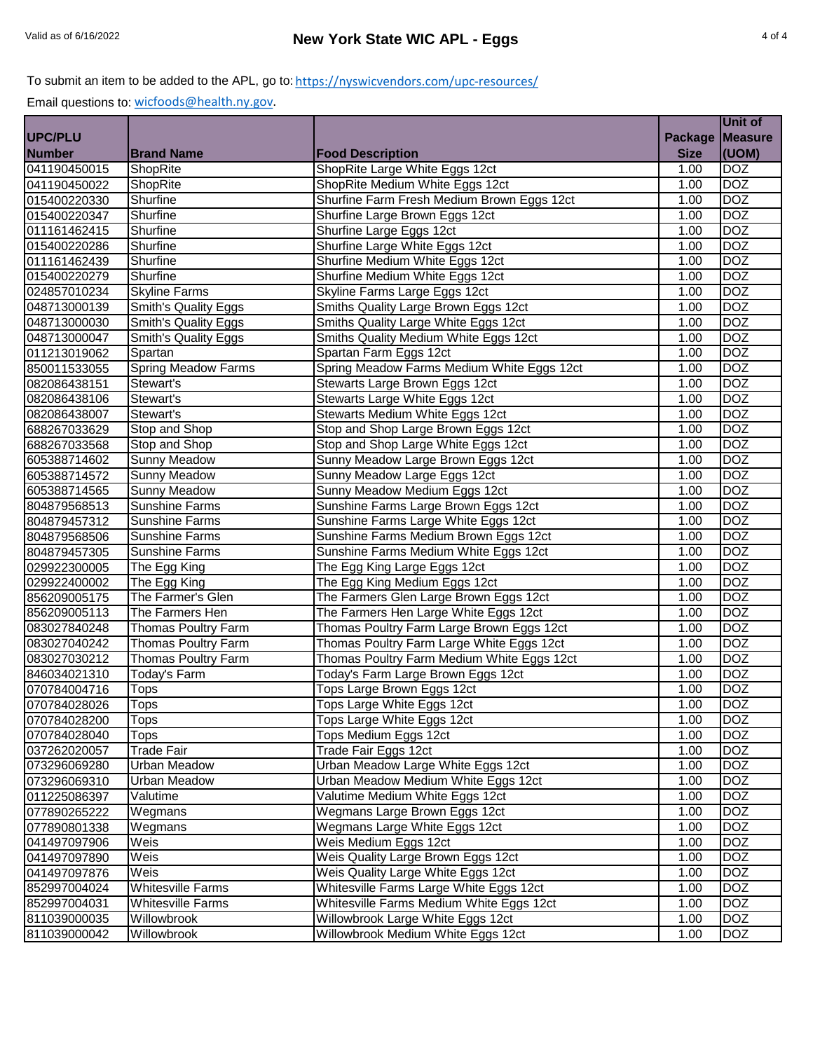To submit an item to be added to the APL, go to: https://nyswicvendors.com/upc-resources/

Email questions to: wicfoods@health.ny.gov.

| UPC/PLU Number | Brand Name | Food Description | Package Size | Unit of Measure (UOM) |
|---|---|---|---|---|
| 041190450015 | ShopRite | ShopRite Large White Eggs 12ct | 1.00 | DOZ |
| 041190450022 | ShopRite | ShopRite Medium White Eggs 12ct | 1.00 | DOZ |
| 015400220330 | Shurfine | Shurfine Farm Fresh Medium Brown Eggs 12ct | 1.00 | DOZ |
| 015400220347 | Shurfine | Shurfine Large Brown Eggs 12ct | 1.00 | DOZ |
| 011161462415 | Shurfine | Shurfine Large Eggs 12ct | 1.00 | DOZ |
| 015400220286 | Shurfine | Shurfine Large White Eggs 12ct | 1.00 | DOZ |
| 011161462439 | Shurfine | Shurfine Medium White Eggs 12ct | 1.00 | DOZ |
| 015400220279 | Shurfine | Shurfine Medium White Eggs 12ct | 1.00 | DOZ |
| 024857010234 | Skyline Farms | Skyline Farms Large Eggs 12ct | 1.00 | DOZ |
| 048713000139 | Smith's Quality Eggs | Smiths Quality Large Brown Eggs 12ct | 1.00 | DOZ |
| 048713000030 | Smith's Quality Eggs | Smiths Quality Large White Eggs 12ct | 1.00 | DOZ |
| 048713000047 | Smith's Quality Eggs | Smiths Quality Medium White Eggs 12ct | 1.00 | DOZ |
| 011213019062 | Spartan | Spartan Farm Eggs 12ct | 1.00 | DOZ |
| 850011533055 | Spring Meadow Farms | Spring Meadow Farms Medium White Eggs 12ct | 1.00 | DOZ |
| 082086438151 | Stewart's | Stewarts Large Brown Eggs 12ct | 1.00 | DOZ |
| 082086438106 | Stewart's | Stewarts Large White Eggs 12ct | 1.00 | DOZ |
| 082086438007 | Stewart's | Stewarts Medium White Eggs 12ct | 1.00 | DOZ |
| 688267033629 | Stop and Shop | Stop and Shop Large Brown Eggs 12ct | 1.00 | DOZ |
| 688267033568 | Stop and Shop | Stop and Shop Large White Eggs 12ct | 1.00 | DOZ |
| 605388714602 | Sunny Meadow | Sunny Meadow Large Brown Eggs 12ct | 1.00 | DOZ |
| 605388714572 | Sunny Meadow | Sunny Meadow Large Eggs 12ct | 1.00 | DOZ |
| 605388714565 | Sunny Meadow | Sunny Meadow Medium Eggs 12ct | 1.00 | DOZ |
| 804879568513 | Sunshine Farms | Sunshine Farms Large Brown Eggs 12ct | 1.00 | DOZ |
| 804879457312 | Sunshine Farms | Sunshine Farms Large White Eggs 12ct | 1.00 | DOZ |
| 804879568506 | Sunshine Farms | Sunshine Farms Medium Brown Eggs 12ct | 1.00 | DOZ |
| 804879457305 | Sunshine Farms | Sunshine Farms Medium White Eggs 12ct | 1.00 | DOZ |
| 029922300005 | The Egg King | The Egg King Large Eggs 12ct | 1.00 | DOZ |
| 029922400002 | The Egg King | The Egg King Medium Eggs 12ct | 1.00 | DOZ |
| 856209005175 | The Farmer's Glen | The Farmers Glen Large Brown Eggs 12ct | 1.00 | DOZ |
| 856209005113 | The Farmers Hen | The Farmers Hen Large White Eggs 12ct | 1.00 | DOZ |
| 083027840248 | Thomas Poultry Farm | Thomas Poultry Farm Large Brown Eggs 12ct | 1.00 | DOZ |
| 083027040242 | Thomas Poultry Farm | Thomas Poultry Farm Large White Eggs 12ct | 1.00 | DOZ |
| 083027030212 | Thomas Poultry Farm | Thomas Poultry Farm Medium White Eggs 12ct | 1.00 | DOZ |
| 846034021310 | Today's Farm | Today's Farm Large Brown Eggs 12ct | 1.00 | DOZ |
| 070784004716 | Tops | Tops Large Brown Eggs 12ct | 1.00 | DOZ |
| 070784028026 | Tops | Tops Large White Eggs 12ct | 1.00 | DOZ |
| 070784028200 | Tops | Tops Large White Eggs 12ct | 1.00 | DOZ |
| 070784028040 | Tops | Tops Medium Eggs 12ct | 1.00 | DOZ |
| 037262020057 | Trade Fair | Trade Fair Eggs 12ct | 1.00 | DOZ |
| 073296069280 | Urban Meadow | Urban Meadow Large White Eggs 12ct | 1.00 | DOZ |
| 073296069310 | Urban Meadow | Urban Meadow Medium White Eggs 12ct | 1.00 | DOZ |
| 011225086397 | Valutime | Valutime Medium White Eggs 12ct | 1.00 | DOZ |
| 077890265222 | Wegmans | Wegmans Large Brown Eggs 12ct | 1.00 | DOZ |
| 077890801338 | Wegmans | Wegmans Large White Eggs 12ct | 1.00 | DOZ |
| 041497097906 | Weis | Weis Medium Eggs 12ct | 1.00 | DOZ |
| 041497097890 | Weis | Weis Quality Large Brown Eggs 12ct | 1.00 | DOZ |
| 041497097876 | Weis | Weis Quality Large White Eggs 12ct | 1.00 | DOZ |
| 852997004024 | Whitesville Farms | Whitesville Farms Large White Eggs 12ct | 1.00 | DOZ |
| 852997004031 | Whitesville Farms | Whitesville Farms Medium White Eggs 12ct | 1.00 | DOZ |
| 811039000035 | Willowbrook | Willowbrook Large White Eggs 12ct | 1.00 | DOZ |
| 811039000042 | Willowbrook | Willowbrook Medium White Eggs 12ct | 1.00 | DOZ |